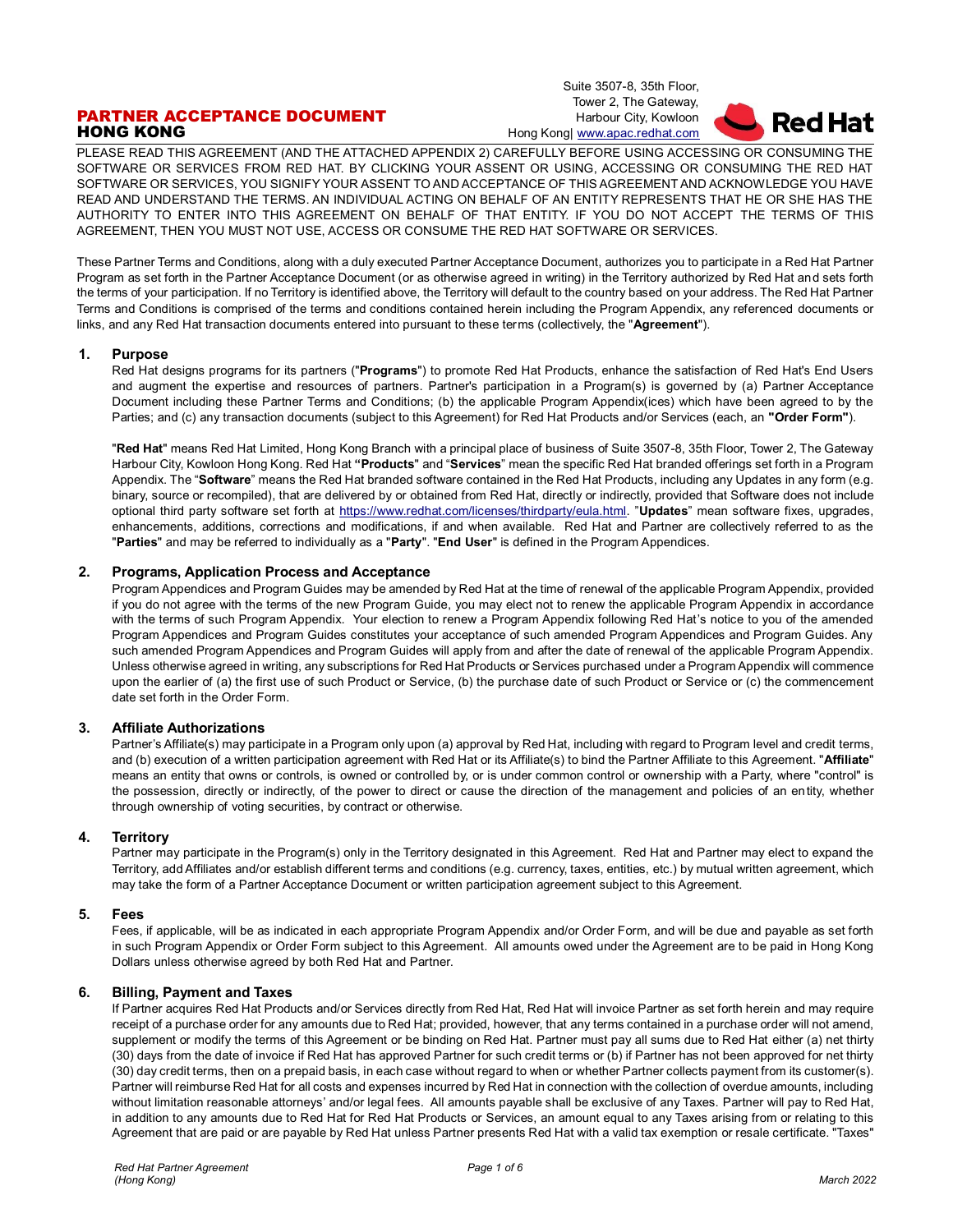# PARTNER ACCEPTANCE DOCUMENT
## HONG KONG

Suite 3507-8, 35th Floor,
Tower 2, The Gateway,
Harbour City, Kowloon
Hong Kong| www.apac.redhat.com

PLEASE READ THIS AGREEMENT (AND THE ATTACHED APPENDIX 2) CAREFULLY BEFORE USING ACCESSING OR CONSUMING THE SOFTWARE OR SERVICES FROM RED HAT. BY CLICKING YOUR ASSENT OR USING, ACCESSING OR CONSUMING THE RED HAT SOFTWARE OR SERVICES, YOU SIGNIFY YOUR ASSENT TO AND ACCEPTANCE OF THIS AGREEMENT AND ACKNOWLEDGE YOU HAVE READ AND UNDERSTAND THE TERMS. AN INDIVIDUAL ACTING ON BEHALF OF AN ENTITY REPRESENTS THAT HE OR SHE HAS THE AUTHORITY TO ENTER INTO THIS AGREEMENT ON BEHALF OF THAT ENTITY. IF YOU DO NOT ACCEPT THE TERMS OF THIS AGREEMENT, THEN YOU MUST NOT USE, ACCESS OR CONSUME THE RED HAT SOFTWARE OR SERVICES.

These Partner Terms and Conditions, along with a duly executed Partner Acceptance Document, authorizes you to participate in a Red Hat Partner Program as set forth in the Partner Acceptance Document (or as otherwise agreed in writing) in the Territory authorized by Red Hat and sets forth the terms of your participation. If no Territory is identified above, the Territory will default to the country based on your address. The Red Hat Partner Terms and Conditions is comprised of the terms and conditions contained herein including the Program Appendix, any referenced documents or links, and any Red Hat transaction documents entered into pursuant to these terms (collectively, the "**Agreement**").

### 1. Purpose

Red Hat designs programs for its partners ("**Programs**") to promote Red Hat Products, enhance the satisfaction of Red Hat's End Users and augment the expertise and resources of partners. Partner's participation in a Program(s) is governed by (a) Partner Acceptance Document including these Partner Terms and Conditions; (b) the applicable Program Appendix(ices) which have been agreed to by the Parties; and (c) any transaction documents (subject to this Agreement) for Red Hat Products and/or Services (each, an **"Order Form"**).

"**Red Hat**" means Red Hat Limited, Hong Kong Branch with a principal place of business of Suite 3507-8, 35th Floor, Tower 2, The Gateway Harbour City, Kowloon Hong Kong. Red Hat **"Products**" and "**Services**" mean the specific Red Hat branded offerings set forth in a Program Appendix. The "**Software**" means the Red Hat branded software contained in the Red Hat Products, including any Updates in any form (e.g. binary, source or recompiled), that are delivered by or obtained from Red Hat, directly or indirectly, provided that Software does not include optional third party software set forth at https://www.redhat.com/licenses/thirdparty/eula.html. "**Updates**" mean software fixes, upgrades, enhancements, additions, corrections and modifications, if and when available. Red Hat and Partner are collectively referred to as the "**Parties**" and may be referred to individually as a "**Party**". "**End User**" is defined in the Program Appendices.

### 2. Programs, Application Process and Acceptance

Program Appendices and Program Guides may be amended by Red Hat at the time of renewal of the applicable Program Appendix, provided if you do not agree with the terms of the new Program Guide, you may elect not to renew the applicable Program Appendix in accordance with the terms of such Program Appendix. Your election to renew a Program Appendix following Red Hat's notice to you of the amended Program Appendices and Program Guides constitutes your acceptance of such amended Program Appendices and Program Guides. Any such amended Program Appendices and Program Guides will apply from and after the date of renewal of the applicable Program Appendix. Unless otherwise agreed in writing, any subscriptions for Red Hat Products or Services purchased under a Program Appendix will commence upon the earlier of (a) the first use of such Product or Service, (b) the purchase date of such Product or Service or (c) the commencement date set forth in the Order Form.

### 3. Affiliate Authorizations

Partner's Affiliate(s) may participate in a Program only upon (a) approval by Red Hat, including with regard to Program level and credit terms, and (b) execution of a written participation agreement with Red Hat or its Affiliate(s) to bind the Partner Affiliate to this Agreement. "**Affiliate**" means an entity that owns or controls, is owned or controlled by, or is under common control or ownership with a Party, where "control" is the possession, directly or indirectly, of the power to direct or cause the direction of the management and policies of an entity, whether through ownership of voting securities, by contract or otherwise.

### 4. Territory

Partner may participate in the Program(s) only in the Territory designated in this Agreement. Red Hat and Partner may elect to expand the Territory, add Affiliates and/or establish different terms and conditions (e.g. currency, taxes, entities, etc.) by mutual written agreement, which may take the form of a Partner Acceptance Document or written participation agreement subject to this Agreement.

### 5. Fees

Fees, if applicable, will be as indicated in each appropriate Program Appendix and/or Order Form, and will be due and payable as set forth in such Program Appendix or Order Form subject to this Agreement. All amounts owed under the Agreement are to be paid in Hong Kong Dollars unless otherwise agreed by both Red Hat and Partner.

### 6. Billing, Payment and Taxes

If Partner acquires Red Hat Products and/or Services directly from Red Hat, Red Hat will invoice Partner as set forth herein and may require receipt of a purchase order for any amounts due to Red Hat; provided, however, that any terms contained in a purchase order will not amend, supplement or modify the terms of this Agreement or be binding on Red Hat. Partner must pay all sums due to Red Hat either (a) net thirty (30) days from the date of invoice if Red Hat has approved Partner for such credit terms or (b) if Partner has not been approved for net thirty (30) day credit terms, then on a prepaid basis, in each case without regard to when or whether Partner collects payment from its customer(s). Partner will reimburse Red Hat for all costs and expenses incurred by Red Hat in connection with the collection of overdue amounts, including without limitation reasonable attorneys' and/or legal fees. All amounts payable shall be exclusive of any Taxes. Partner will pay to Red Hat, in addition to any amounts due to Red Hat for Red Hat Products or Services, an amount equal to any Taxes arising from or relating to this Agreement that are paid or are payable by Red Hat unless Partner presents Red Hat with a valid tax exemption or resale certificate. "Taxes"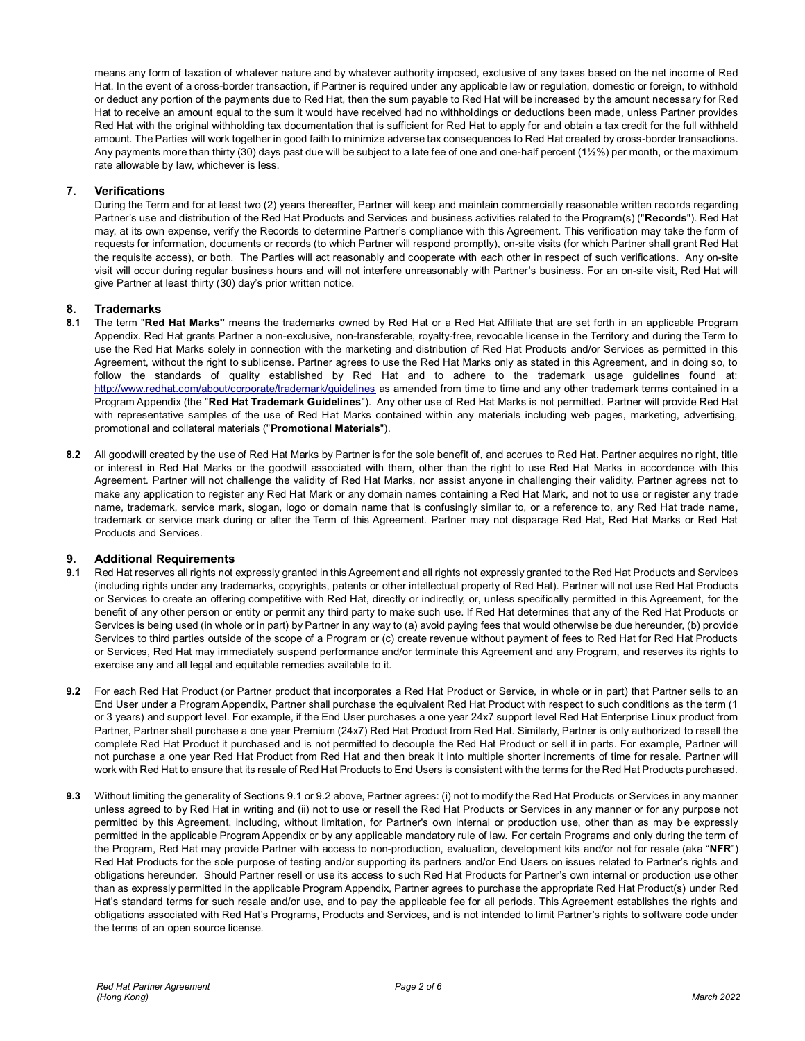means any form of taxation of whatever nature and by whatever authority imposed, exclusive of any taxes based on the net income of Red Hat. In the event of a cross-border transaction, if Partner is required under any applicable law or regulation, domestic or foreign, to withhold or deduct any portion of the payments due to Red Hat, then the sum payable to Red Hat will be increased by the amount necessary for Red Hat to receive an amount equal to the sum it would have received had no withholdings or deductions been made, unless Partner provides Red Hat with the original withholding tax documentation that is sufficient for Red Hat to apply for and obtain a tax credit for the full withheld amount. The Parties will work together in good faith to minimize adverse tax consequences to Red Hat created by cross-border transactions. Any payments more than thirty (30) days past due will be subject to a late fee of one and one-half percent (1½%) per month, or the maximum rate allowable by law, whichever is less.

## 7. Verifications

During the Term and for at least two (2) years thereafter, Partner will keep and maintain commercially reasonable written records regarding Partner's use and distribution of the Red Hat Products and Services and business activities related to the Program(s) ("**Records**"). Red Hat may, at its own expense, verify the Records to determine Partner's compliance with this Agreement. This verification may take the form of requests for information, documents or records (to which Partner will respond promptly), on-site visits (for which Partner shall grant Red Hat the requisite access), or both. The Parties will act reasonably and cooperate with each other in respect of such verifications. Any on-site visit will occur during regular business hours and will not interfere unreasonably with Partner's business. For an on-site visit, Red Hat will give Partner at least thirty (30) day's prior written notice.

## 8. Trademarks

**8.1** The term "**Red Hat Marks"** means the trademarks owned by Red Hat or a Red Hat Affiliate that are set forth in an applicable Program Appendix. Red Hat grants Partner a non-exclusive, non-transferable, royalty-free, revocable license in the Territory and during the Term to use the Red Hat Marks solely in connection with the marketing and distribution of Red Hat Products and/or Services as permitted in this Agreement, without the right to sublicense. Partner agrees to use the Red Hat Marks only as stated in this Agreement, and in doing so, to follow the standards of quality established by Red Hat and to adhere to the trademark usage guidelines found at: http://www.redhat.com/about/corporate/trademark/guidelines as amended from time to time and any other trademark terms contained in a Program Appendix (the "**Red Hat Trademark Guidelines**"). Any other use of Red Hat Marks is not permitted. Partner will provide Red Hat with representative samples of the use of Red Hat Marks contained within any materials including web pages, marketing, advertising, promotional and collateral materials ("**Promotional Materials**").

**8.2** All goodwill created by the use of Red Hat Marks by Partner is for the sole benefit of, and accrues to Red Hat. Partner acquires no right, title or interest in Red Hat Marks or the goodwill associated with them, other than the right to use Red Hat Marks in accordance with this Agreement. Partner will not challenge the validity of Red Hat Marks, nor assist anyone in challenging their validity. Partner agrees not to make any application to register any Red Hat Mark or any domain names containing a Red Hat Mark, and not to use or register any trade name, trademark, service mark, slogan, logo or domain name that is confusingly similar to, or a reference to, any Red Hat trade name, trademark or service mark during or after the Term of this Agreement. Partner may not disparage Red Hat, Red Hat Marks or Red Hat Products and Services.

## 9. Additional Requirements

**9.1** Red Hat reserves all rights not expressly granted in this Agreement and all rights not expressly granted to the Red Hat Products and Services (including rights under any trademarks, copyrights, patents or other intellectual property of Red Hat). Partner will not use Red Hat Products or Services to create an offering competitive with Red Hat, directly or indirectly, or, unless specifically permitted in this Agreement, for the benefit of any other person or entity or permit any third party to make such use. If Red Hat determines that any of the Red Hat Products or Services is being used (in whole or in part) by Partner in any way to (a) avoid paying fees that would otherwise be due hereunder, (b) provide Services to third parties outside of the scope of a Program or (c) create revenue without payment of fees to Red Hat for Red Hat Products or Services, Red Hat may immediately suspend performance and/or terminate this Agreement and any Program, and reserves its rights to exercise any and all legal and equitable remedies available to it.

**9.2** For each Red Hat Product (or Partner product that incorporates a Red Hat Product or Service, in whole or in part) that Partner sells to an End User under a Program Appendix, Partner shall purchase the equivalent Red Hat Product with respect to such conditions as the term (1 or 3 years) and support level. For example, if the End User purchases a one year 24x7 support level Red Hat Enterprise Linux product from Partner, Partner shall purchase a one year Premium (24x7) Red Hat Product from Red Hat. Similarly, Partner is only authorized to resell the complete Red Hat Product it purchased and is not permitted to decouple the Red Hat Product or sell it in parts. For example, Partner will not purchase a one year Red Hat Product from Red Hat and then break it into multiple shorter increments of time for resale. Partner will work with Red Hat to ensure that its resale of Red Hat Products to End Users is consistent with the terms for the Red Hat Products purchased.

**9.3** Without limiting the generality of Sections 9.1 or 9.2 above, Partner agrees: (i) not to modify the Red Hat Products or Services in any manner unless agreed to by Red Hat in writing and (ii) not to use or resell the Red Hat Products or Services in any manner or for any purpose not permitted by this Agreement, including, without limitation, for Partner's own internal or production use, other than as may be expressly permitted in the applicable Program Appendix or by any applicable mandatory rule of law. For certain Programs and only during the term of the Program, Red Hat may provide Partner with access to non-production, evaluation, development kits and/or not for resale (aka "**NFR**") Red Hat Products for the sole purpose of testing and/or supporting its partners and/or End Users on issues related to Partner's rights and obligations hereunder. Should Partner resell or use its access to such Red Hat Products for Partner's own internal or production use other than as expressly permitted in the applicable Program Appendix, Partner agrees to purchase the appropriate Red Hat Product(s) under Red Hat's standard terms for such resale and/or use, and to pay the applicable fee for all periods. This Agreement establishes the rights and obligations associated with Red Hat's Programs, Products and Services, and is not intended to limit Partner's rights to software code under the terms of an open source license.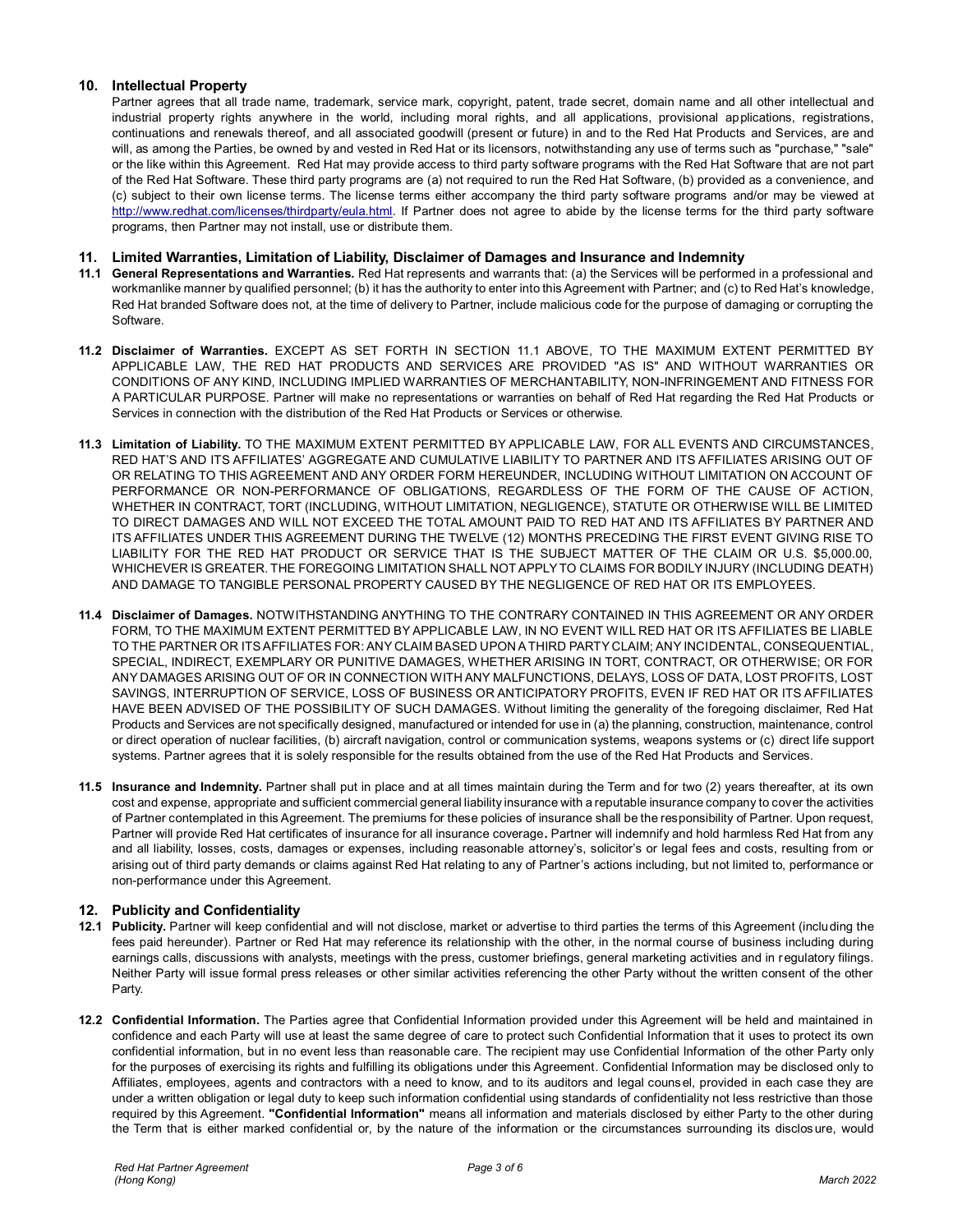## 10. Intellectual Property

Partner agrees that all trade name, trademark, service mark, copyright, patent, trade secret, domain name and all other intellectual and industrial property rights anywhere in the world, including moral rights, and all applications, provisional applications, registrations, continuations and renewals thereof, and all associated goodwill (present or future) in and to the Red Hat Products and Services, are and will, as among the Parties, be owned by and vested in Red Hat or its licensors, notwithstanding any use of terms such as "purchase," "sale" or the like within this Agreement. Red Hat may provide access to third party software programs with the Red Hat Software that are not part of the Red Hat Software. These third party programs are (a) not required to run the Red Hat Software, (b) provided as a convenience, and (c) subject to their own license terms. The license terms either accompany the third party software programs and/or may be viewed at http://www.redhat.com/licenses/thirdparty/eula.html. If Partner does not agree to abide by the license terms for the third party software programs, then Partner may not install, use or distribute them.

## 11. Limited Warranties, Limitation of Liability, Disclaimer of Damages and Insurance and Indemnity

**11.1 General Representations and Warranties.** Red Hat represents and warrants that: (a) the Services will be performed in a professional and workmanlike manner by qualified personnel; (b) it has the authority to enter into this Agreement with Partner; and (c) to Red Hat's knowledge, Red Hat branded Software does not, at the time of delivery to Partner, include malicious code for the purpose of damaging or corrupting the Software.

**11.2 Disclaimer of Warranties.** EXCEPT AS SET FORTH IN SECTION 11.1 ABOVE, TO THE MAXIMUM EXTENT PERMITTED BY APPLICABLE LAW, THE RED HAT PRODUCTS AND SERVICES ARE PROVIDED "AS IS" AND WITHOUT WARRANTIES OR CONDITIONS OF ANY KIND, INCLUDING IMPLIED WARRANTIES OF MERCHANTABILITY, NON-INFRINGEMENT AND FITNESS FOR A PARTICULAR PURPOSE. Partner will make no representations or warranties on behalf of Red Hat regarding the Red Hat Products or Services in connection with the distribution of the Red Hat Products or Services or otherwise.

**11.3 Limitation of Liability.** TO THE MAXIMUM EXTENT PERMITTED BY APPLICABLE LAW, FOR ALL EVENTS AND CIRCUMSTANCES, RED HAT'S AND ITS AFFILIATES' AGGREGATE AND CUMULATIVE LIABILITY TO PARTNER AND ITS AFFILIATES ARISING OUT OF OR RELATING TO THIS AGREEMENT AND ANY ORDER FORM HEREUNDER, INCLUDING WITHOUT LIMITATION ON ACCOUNT OF PERFORMANCE OR NON-PERFORMANCE OF OBLIGATIONS, REGARDLESS OF THE FORM OF THE CAUSE OF ACTION, WHETHER IN CONTRACT, TORT (INCLUDING, WITHOUT LIMITATION, NEGLIGENCE), STATUTE OR OTHERWISE WILL BE LIMITED TO DIRECT DAMAGES AND WILL NOT EXCEED THE TOTAL AMOUNT PAID TO RED HAT AND ITS AFFILIATES BY PARTNER AND ITS AFFILIATES UNDER THIS AGREEMENT DURING THE TWELVE (12) MONTHS PRECEDING THE FIRST EVENT GIVING RISE TO LIABILITY FOR THE RED HAT PRODUCT OR SERVICE THAT IS THE SUBJECT MATTER OF THE CLAIM OR U.S. $5,000.00, WHICHEVER IS GREATER. THE FOREGOING LIMITATION SHALL NOT APPLY TO CLAIMS FOR BODILY INJURY (INCLUDING DEATH) AND DAMAGE TO TANGIBLE PERSONAL PROPERTY CAUSED BY THE NEGLIGENCE OF RED HAT OR ITS EMPLOYEES.

**11.4 Disclaimer of Damages.** NOTWITHSTANDING ANYTHING TO THE CONTRARY CONTAINED IN THIS AGREEMENT OR ANY ORDER FORM, TO THE MAXIMUM EXTENT PERMITTED BY APPLICABLE LAW, IN NO EVENT WILL RED HAT OR ITS AFFILIATES BE LIABLE TO THE PARTNER OR ITS AFFILIATES FOR: ANY CLAIM BASED UPON A THIRD PARTY CLAIM; ANY INCIDENTAL, CONSEQUENTIAL, SPECIAL, INDIRECT, EXEMPLARY OR PUNITIVE DAMAGES, WHETHER ARISING IN TORT, CONTRACT, OR OTHERWISE; OR FOR ANY DAMAGES ARISING OUT OF OR IN CONNECTION WITH ANY MALFUNCTIONS, DELAYS, LOSS OF DATA, LOST PROFITS, LOST SAVINGS, INTERRUPTION OF SERVICE, LOSS OF BUSINESS OR ANTICIPATORY PROFITS, EVEN IF RED HAT OR ITS AFFILIATES HAVE BEEN ADVISED OF THE POSSIBILITY OF SUCH DAMAGES. Without limiting the generality of the foregoing disclaimer, Red Hat Products and Services are not specifically designed, manufactured or intended for use in (a) the planning, construction, maintenance, control or direct operation of nuclear facilities, (b) aircraft navigation, control or communication systems, weapons systems or (c) direct life support systems. Partner agrees that it is solely responsible for the results obtained from the use of the Red Hat Products and Services.

**11.5 Insurance and Indemnity.** Partner shall put in place and at all times maintain during the Term and for two (2) years thereafter, at its own cost and expense, appropriate and sufficient commercial general liability insurance with a reputable insurance company to cover the activities of Partner contemplated in this Agreement. The premiums for these policies of insurance shall be the responsibility of Partner. Upon request, Partner will provide Red Hat certificates of insurance for all insurance coverage**.** Partner will indemnify and hold harmless Red Hat from any and all liability, losses, costs, damages or expenses, including reasonable attorney's, solicitor's or legal fees and costs, resulting from or arising out of third party demands or claims against Red Hat relating to any of Partner's actions including, but not limited to, performance or non-performance under this Agreement.

## 12. Publicity and Confidentiality

**12.1 Publicity.** Partner will keep confidential and will not disclose, market or advertise to third parties the terms of this Agreement (including the fees paid hereunder). Partner or Red Hat may reference its relationship with the other, in the normal course of business including during earnings calls, discussions with analysts, meetings with the press, customer briefings, general marketing activities and in regulatory filings. Neither Party will issue formal press releases or other similar activities referencing the other Party without the written consent of the other Party.

**12.2 Confidential Information.** The Parties agree that Confidential Information provided under this Agreement will be held and maintained in confidence and each Party will use at least the same degree of care to protect such Confidential Information that it uses to protect its own confidential information, but in no event less than reasonable care. The recipient may use Confidential Information of the other Party only for the purposes of exercising its rights and fulfilling its obligations under this Agreement. Confidential Information may be disclosed only to Affiliates, employees, agents and contractors with a need to know, and to its auditors and legal counsel, provided in each case they are under a written obligation or legal duty to keep such information confidential using standards of confidentiality not less restrictive than those required by this Agreement. **"Confidential Information"** means all information and materials disclosed by either Party to the other during the Term that is either marked confidential or, by the nature of the information or the circumstances surrounding its disclosure, would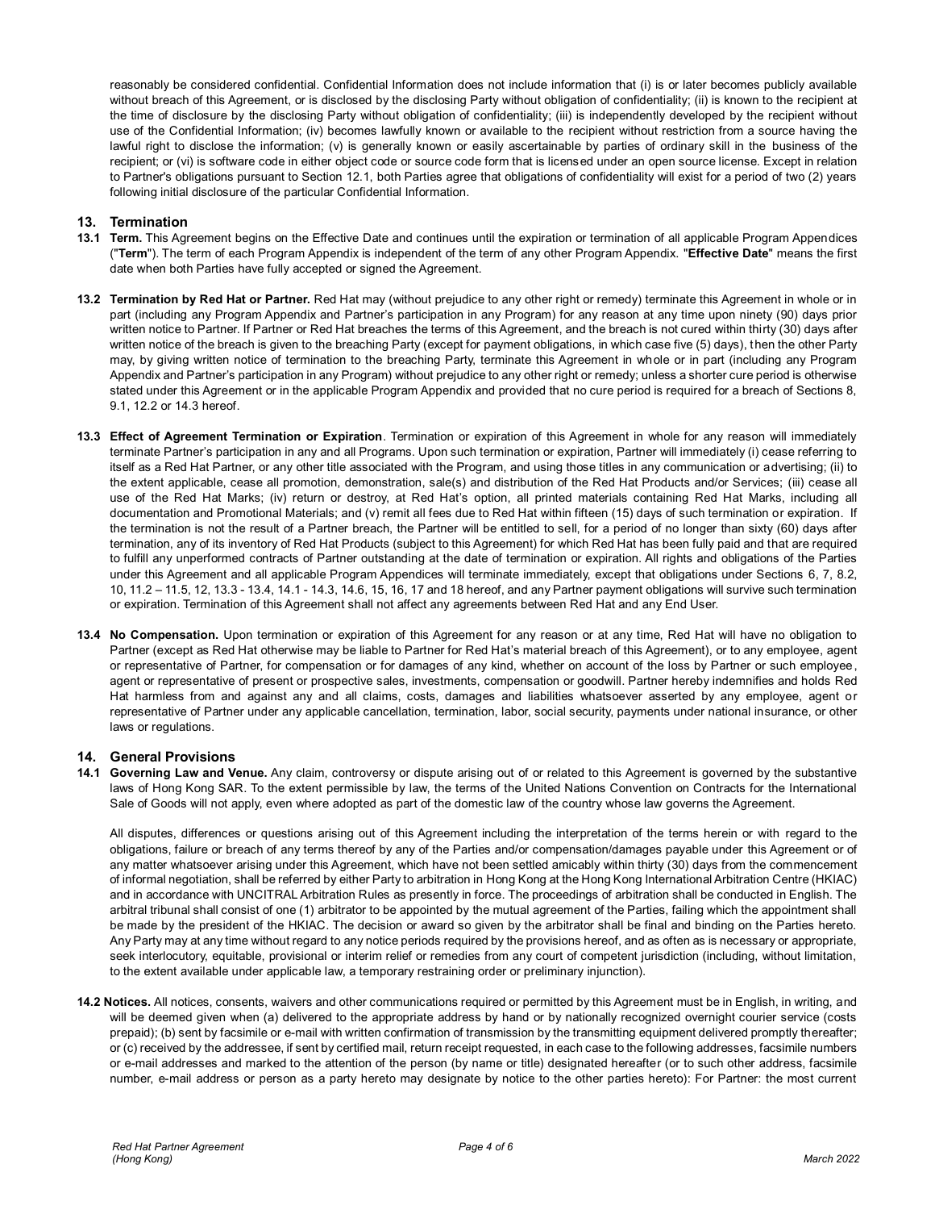reasonably be considered confidential. Confidential Information does not include information that (i) is or later becomes publicly available without breach of this Agreement, or is disclosed by the disclosing Party without obligation of confidentiality; (ii) is known to the recipient at the time of disclosure by the disclosing Party without obligation of confidentiality; (iii) is independently developed by the recipient without use of the Confidential Information; (iv) becomes lawfully known or available to the recipient without restriction from a source having the lawful right to disclose the information; (v) is generally known or easily ascertainable by parties of ordinary skill in the business of the recipient; or (vi) is software code in either object code or source code form that is licensed under an open source license. Except in relation to Partner's obligations pursuant to Section 12.1, both Parties agree that obligations of confidentiality will exist for a period of two (2) years following initial disclosure of the particular Confidential Information.

## 13. Termination

**13.1 Term.** This Agreement begins on the Effective Date and continues until the expiration or termination of all applicable Program Appendices ("**Term**"). The term of each Program Appendix is independent of the term of any other Program Appendix. "**Effective Date**" means the first date when both Parties have fully accepted or signed the Agreement.

**13.2 Termination by Red Hat or Partner.** Red Hat may (without prejudice to any other right or remedy) terminate this Agreement in whole or in part (including any Program Appendix and Partner's participation in any Program) for any reason at any time upon ninety (90) days prior written notice to Partner. If Partner or Red Hat breaches the terms of this Agreement, and the breach is not cured within thirty (30) days after written notice of the breach is given to the breaching Party (except for payment obligations, in which case five (5) days), then the other Party may, by giving written notice of termination to the breaching Party, terminate this Agreement in whole or in part (including any Program Appendix and Partner's participation in any Program) without prejudice to any other right or remedy; unless a shorter cure period is otherwise stated under this Agreement or in the applicable Program Appendix and provided that no cure period is required for a breach of Sections 8, 9.1, 12.2 or 14.3 hereof.

**13.3 Effect of Agreement Termination or Expiration**. Termination or expiration of this Agreement in whole for any reason will immediately terminate Partner's participation in any and all Programs. Upon such termination or expiration, Partner will immediately (i) cease referring to itself as a Red Hat Partner, or any other title associated with the Program, and using those titles in any communication or advertising; (ii) to the extent applicable, cease all promotion, demonstration, sale(s) and distribution of the Red Hat Products and/or Services; (iii) cease all use of the Red Hat Marks; (iv) return or destroy, at Red Hat's option, all printed materials containing Red Hat Marks, including all documentation and Promotional Materials; and (v) remit all fees due to Red Hat within fifteen (15) days of such termination or expiration. If the termination is not the result of a Partner breach, the Partner will be entitled to sell, for a period of no longer than sixty (60) days after termination, any of its inventory of Red Hat Products (subject to this Agreement) for which Red Hat has been fully paid and that are required to fulfill any unperformed contracts of Partner outstanding at the date of termination or expiration. All rights and obligations of the Parties under this Agreement and all applicable Program Appendices will terminate immediately, except that obligations under Sections 6, 7, 8.2, 10, 11.2 – 11.5, 12, 13.3 - 13.4, 14.1 - 14.3, 14.6, 15, 16, 17 and 18 hereof, and any Partner payment obligations will survive such termination or expiration. Termination of this Agreement shall not affect any agreements between Red Hat and any End User.

**13.4 No Compensation.** Upon termination or expiration of this Agreement for any reason or at any time, Red Hat will have no obligation to Partner (except as Red Hat otherwise may be liable to Partner for Red Hat's material breach of this Agreement), or to any employee, agent or representative of Partner, for compensation or for damages of any kind, whether on account of the loss by Partner or such employee, agent or representative of present or prospective sales, investments, compensation or goodwill. Partner hereby indemnifies and holds Red Hat harmless from and against any and all claims, costs, damages and liabilities whatsoever asserted by any employee, agent or representative of Partner under any applicable cancellation, termination, labor, social security, payments under national insurance, or other laws or regulations.

## 14. General Provisions

**14.1 Governing Law and Venue.** Any claim, controversy or dispute arising out of or related to this Agreement is governed by the substantive laws of Hong Kong SAR. To the extent permissible by law, the terms of the United Nations Convention on Contracts for the International Sale of Goods will not apply, even where adopted as part of the domestic law of the country whose law governs the Agreement.

All disputes, differences or questions arising out of this Agreement including the interpretation of the terms herein or with regard to the obligations, failure or breach of any terms thereof by any of the Parties and/or compensation/damages payable under this Agreement or of any matter whatsoever arising under this Agreement, which have not been settled amicably within thirty (30) days from the commencement of informal negotiation, shall be referred by either Party to arbitration in Hong Kong at the Hong Kong International Arbitration Centre (HKIAC) and in accordance with UNCITRAL Arbitration Rules as presently in force. The proceedings of arbitration shall be conducted in English. The arbitral tribunal shall consist of one (1) arbitrator to be appointed by the mutual agreement of the Parties, failing which the appointment shall be made by the president of the HKIAC. The decision or award so given by the arbitrator shall be final and binding on the Parties hereto. Any Party may at any time without regard to any notice periods required by the provisions hereof, and as often as is necessary or appropriate, seek interlocutory, equitable, provisional or interim relief or remedies from any court of competent jurisdiction (including, without limitation, to the extent available under applicable law, a temporary restraining order or preliminary injunction).

**14.2 Notices.** All notices, consents, waivers and other communications required or permitted by this Agreement must be in English, in writing, and will be deemed given when (a) delivered to the appropriate address by hand or by nationally recognized overnight courier service (costs prepaid); (b) sent by facsimile or e-mail with written confirmation of transmission by the transmitting equipment delivered promptly thereafter; or (c) received by the addressee, if sent by certified mail, return receipt requested, in each case to the following addresses, facsimile numbers or e-mail addresses and marked to the attention of the person (by name or title) designated hereafter (or to such other address, facsimile number, e-mail address or person as a party hereto may designate by notice to the other parties hereto): For Partner: the most current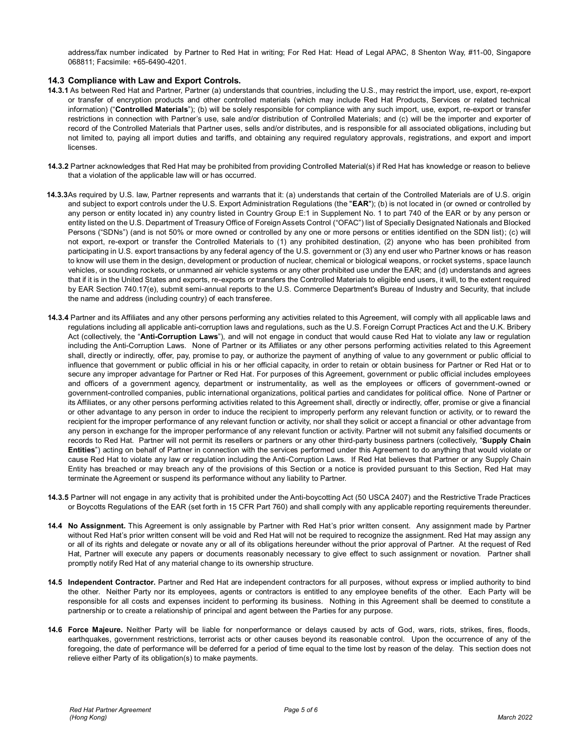address/fax number indicated by Partner to Red Hat in writing; For Red Hat: Head of Legal APAC, 8 Shenton Way, #11-00, Singapore 068811; Facsimile: +65-6490-4201.

### 14.3 Compliance with Law and Export Controls.

**14.3.1** As between Red Hat and Partner, Partner (a) understands that countries, including the U.S., may restrict the import, use, export, re-export or transfer of encryption products and other controlled materials (which may include Red Hat Products, Services or related technical information) ("**Controlled Materials**"); (b) will be solely responsible for compliance with any such import, use, export, re-export or transfer restrictions in connection with Partner's use, sale and/or distribution of Controlled Materials; and (c) will be the importer and exporter of record of the Controlled Materials that Partner uses, sells and/or distributes, and is responsible for all associated obligations, including but not limited to, paying all import duties and tariffs, and obtaining any required regulatory approvals, registrations, and export and import licenses.

**14.3.2** Partner acknowledges that Red Hat may be prohibited from providing Controlled Material(s) if Red Hat has knowledge or reason to believe that a violation of the applicable law will or has occurred.

**14.3.3** As required by U.S. law, Partner represents and warrants that it: (a) understands that certain of the Controlled Materials are of U.S. origin and subject to export controls under the U.S. Export Administration Regulations (the "**EAR**"); (b) is not located in (or owned or controlled by any person or entity located in) any country listed in Country Group E:1 in Supplement No. 1 to part 740 of the EAR or by any person or entity listed on the U.S. Department of Treasury Office of Foreign Assets Control ("OFAC") list of Specially Designated Nationals and Blocked Persons ("SDNs") (and is not 50% or more owned or controlled by any one or more persons or entities identified on the SDN list); (c) will not export, re-export or transfer the Controlled Materials to (1) any prohibited destination, (2) anyone who has been prohibited from participating in U.S. export transactions by any federal agency of the U.S. government or (3) any end user who Partner knows or has reason to know will use them in the design, development or production of nuclear, chemical or biological weapons, or rocket systems, space launch vehicles, or sounding rockets, or unmanned air vehicle systems or any other prohibited use under the EAR; and (d) understands and agrees that if it is in the United States and exports, re-exports or transfers the Controlled Materials to eligible end users, it will, to the extent required by EAR Section 740.17(e), submit semi-annual reports to the U.S. Commerce Department's Bureau of Industry and Security, that include the name and address (including country) of each transferee.

**14.3.4** Partner and its Affiliates and any other persons performing any activities related to this Agreement, will comply with all applicable laws and regulations including all applicable anti-corruption laws and regulations, such as the U.S. Foreign Corrupt Practices Act and the U.K. Bribery Act (collectively, the "**Anti-Corruption Laws**"), and will not engage in conduct that would cause Red Hat to violate any law or regulation including the Anti-Corruption Laws. None of Partner or its Affiliates or any other persons performing activities related to this Agreement shall, directly or indirectly, offer, pay, promise to pay, or authorize the payment of anything of value to any government or public official to influence that government or public official in his or her official capacity, in order to retain or obtain business for Partner or Red Hat or to secure any improper advantage for Partner or Red Hat. For purposes of this Agreement, government or public official includes employees and officers of a government agency, department or instrumentality, as well as the employees or officers of government-owned or government-controlled companies, public international organizations, political parties and candidates for political office. None of Partner or its Affiliates, or any other persons performing activities related to this Agreement shall, directly or indirectly, offer, promise or give a financial or other advantage to any person in order to induce the recipient to improperly perform any relevant function or activity, or to reward the recipient for the improper performance of any relevant function or activity, nor shall they solicit or accept a financial or other advantage from any person in exchange for the improper performance of any relevant function or activity. Partner will not submit any falsified documents or records to Red Hat. Partner will not permit its resellers or partners or any other third-party business partners (collectively, "**Supply Chain Entities**") acting on behalf of Partner in connection with the services performed under this Agreement to do anything that would violate or cause Red Hat to violate any law or regulation including the Anti-Corruption Laws. If Red Hat believes that Partner or any Supply Chain Entity has breached or may breach any of the provisions of this Section or a notice is provided pursuant to this Section, Red Hat may terminate the Agreement or suspend its performance without any liability to Partner.

**14.3.5** Partner will not engage in any activity that is prohibited under the Anti-boycotting Act (50 USCA 2407) and the Restrictive Trade Practices or Boycotts Regulations of the EAR (set forth in 15 CFR Part 760) and shall comply with any applicable reporting requirements thereunder.

**14.4 No Assignment.** This Agreement is only assignable by Partner with Red Hat's prior written consent. Any assignment made by Partner without Red Hat's prior written consent will be void and Red Hat will not be required to recognize the assignment. Red Hat may assign any or all of its rights and delegate or novate any or all of its obligations hereunder without the prior approval of Partner. At the request of Red Hat, Partner will execute any papers or documents reasonably necessary to give effect to such assignment or novation. Partner shall promptly notify Red Hat of any material change to its ownership structure.

**14.5 Independent Contractor.** Partner and Red Hat are independent contractors for all purposes, without express or implied authority to bind the other. Neither Party nor its employees, agents or contractors is entitled to any employee benefits of the other. Each Party will be responsible for all costs and expenses incident to performing its business. Nothing in this Agreement shall be deemed to constitute a partnership or to create a relationship of principal and agent between the Parties for any purpose.

**14.6 Force Majeure.** Neither Party will be liable for nonperformance or delays caused by acts of God, wars, riots, strikes, fires, floods, earthquakes, government restrictions, terrorist acts or other causes beyond its reasonable control. Upon the occurrence of any of the foregoing, the date of performance will be deferred for a period of time equal to the time lost by reason of the delay. This section does not relieve either Party of its obligation(s) to make payments.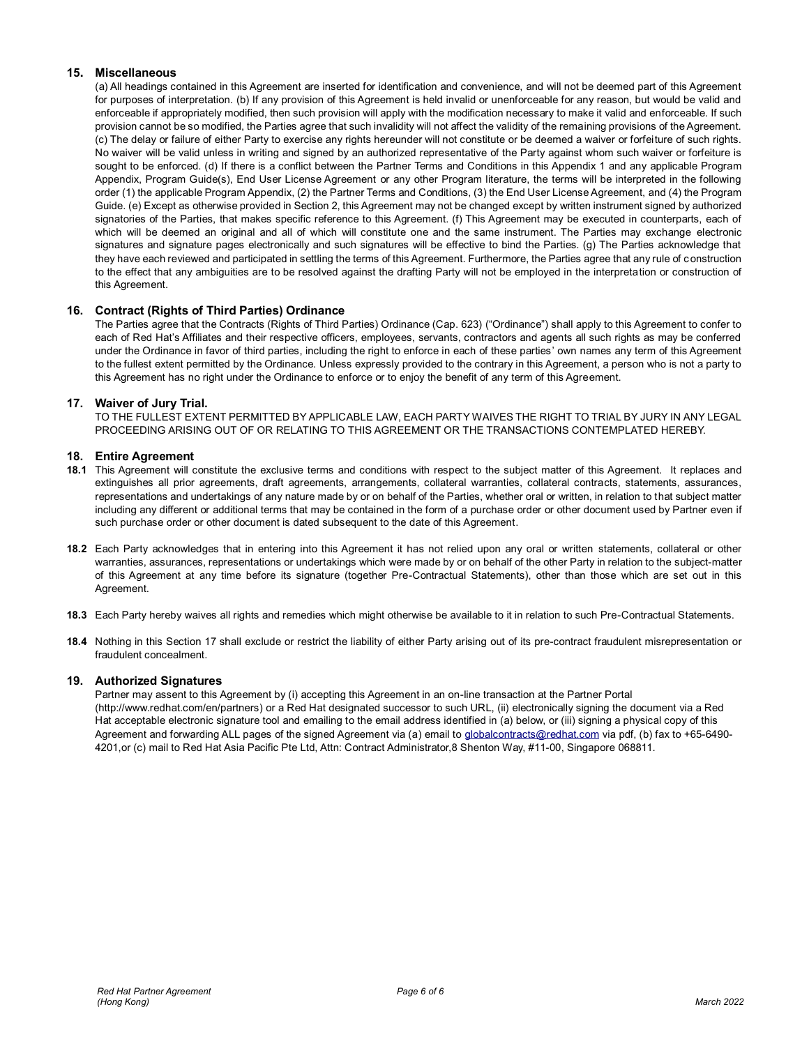## 15. Miscellaneous

(a) All headings contained in this Agreement are inserted for identification and convenience, and will not be deemed part of this Agreement for purposes of interpretation. (b) If any provision of this Agreement is held invalid or unenforceable for any reason, but would be valid and enforceable if appropriately modified, then such provision will apply with the modification necessary to make it valid and enforceable. If such provision cannot be so modified, the Parties agree that such invalidity will not affect the validity of the remaining provisions of the Agreement. (c) The delay or failure of either Party to exercise any rights hereunder will not constitute or be deemed a waiver or forfeiture of such rights. No waiver will be valid unless in writing and signed by an authorized representative of the Party against whom such waiver or forfeiture is sought to be enforced. (d) If there is a conflict between the Partner Terms and Conditions in this Appendix 1 and any applicable Program Appendix, Program Guide(s), End User License Agreement or any other Program literature, the terms will be interpreted in the following order (1) the applicable Program Appendix, (2) the Partner Terms and Conditions, (3) the End User License Agreement, and (4) the Program Guide. (e) Except as otherwise provided in Section 2, this Agreement may not be changed except by written instrument signed by authorized signatories of the Parties, that makes specific reference to this Agreement. (f) This Agreement may be executed in counterparts, each of which will be deemed an original and all of which will constitute one and the same instrument. The Parties may exchange electronic signatures and signature pages electronically and such signatures will be effective to bind the Parties. (g) The Parties acknowledge that they have each reviewed and participated in settling the terms of this Agreement. Furthermore, the Parties agree that any rule of construction to the effect that any ambiguities are to be resolved against the drafting Party will not be employed in the interpretation or construction of this Agreement.

## 16. Contract (Rights of Third Parties) Ordinance

The Parties agree that the Contracts (Rights of Third Parties) Ordinance (Cap. 623) ("Ordinance") shall apply to this Agreement to confer to each of Red Hat's Affiliates and their respective officers, employees, servants, contractors and agents all such rights as may be conferred under the Ordinance in favor of third parties, including the right to enforce in each of these parties' own names any term of this Agreement to the fullest extent permitted by the Ordinance. Unless expressly provided to the contrary in this Agreement, a person who is not a party to this Agreement has no right under the Ordinance to enforce or to enjoy the benefit of any term of this Agreement.

## 17. Waiver of Jury Trial.

TO THE FULLEST EXTENT PERMITTED BY APPLICABLE LAW, EACH PARTY WAIVES THE RIGHT TO TRIAL BY JURY IN ANY LEGAL PROCEEDING ARISING OUT OF OR RELATING TO THIS AGREEMENT OR THE TRANSACTIONS CONTEMPLATED HEREBY.

## 18. Entire Agreement

**18.1** This Agreement will constitute the exclusive terms and conditions with respect to the subject matter of this Agreement. It replaces and extinguishes all prior agreements, draft agreements, arrangements, collateral warranties, collateral contracts, statements, assurances, representations and undertakings of any nature made by or on behalf of the Parties, whether oral or written, in relation to that subject matter including any different or additional terms that may be contained in the form of a purchase order or other document used by Partner even if such purchase order or other document is dated subsequent to the date of this Agreement.

**18.2** Each Party acknowledges that in entering into this Agreement it has not relied upon any oral or written statements, collateral or other warranties, assurances, representations or undertakings which were made by or on behalf of the other Party in relation to the subject-matter of this Agreement at any time before its signature (together Pre-Contractual Statements), other than those which are set out in this Agreement.

**18.3** Each Party hereby waives all rights and remedies which might otherwise be available to it in relation to such Pre-Contractual Statements.

**18.4** Nothing in this Section 17 shall exclude or restrict the liability of either Party arising out of its pre-contract fraudulent misrepresentation or fraudulent concealment.

## 19. Authorized Signatures

Partner may assent to this Agreement by (i) accepting this Agreement in an on-line transaction at the Partner Portal (http://www.redhat.com/en/partners) or a Red Hat designated successor to such URL, (ii) electronically signing the document via a Red Hat acceptable electronic signature tool and emailing to the email address identified in (a) below, or (iii) signing a physical copy of this Agreement and forwarding ALL pages of the signed Agreement via (a) email to globalcontracts@redhat.com via pdf, (b) fax to +65-6490-4201,or (c) mail to Red Hat Asia Pacific Pte Ltd, Attn: Contract Administrator,8 Shenton Way, #11-00, Singapore 068811.